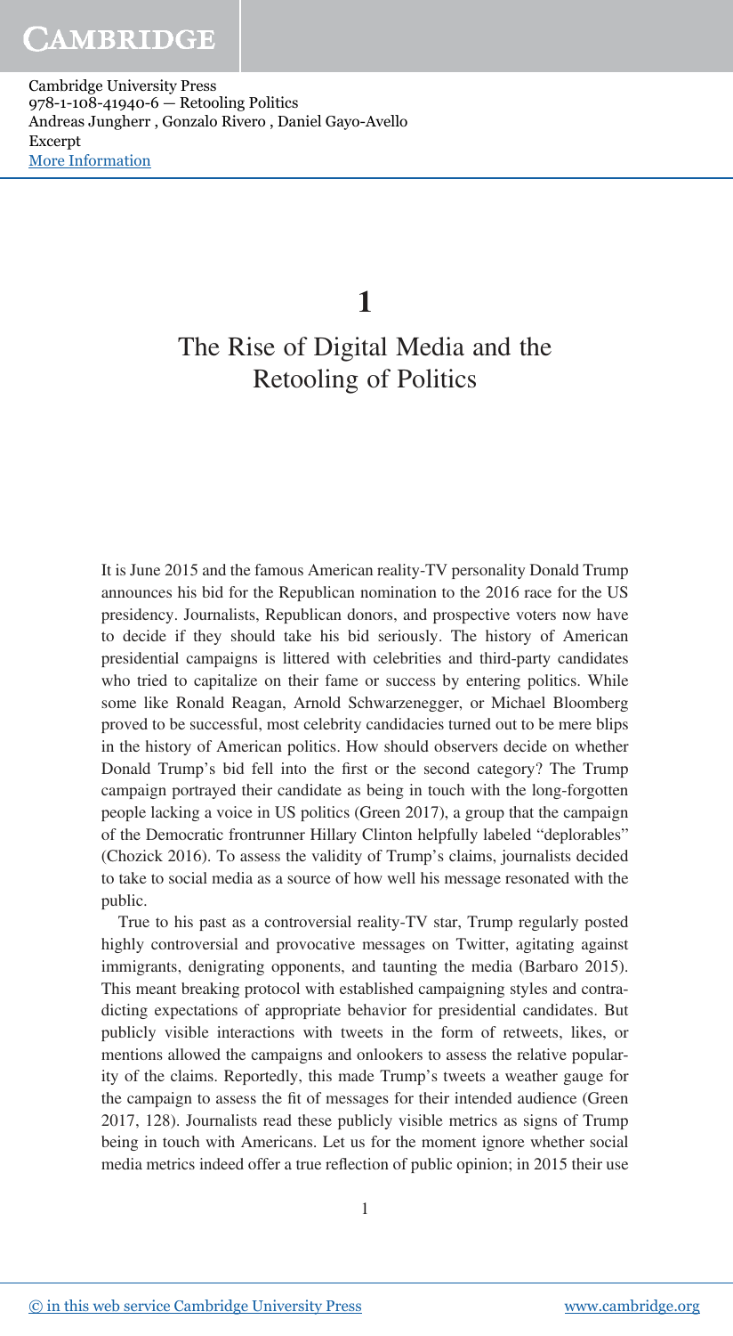# 1

# The Rise of Digital Media and the Retooling of Politics

It is June 2015 and the famous American reality-TV personality Donald Trump announces his bid for the Republican nomination to the 2016 race for the US presidency. Journalists, Republican donors, and prospective voters now have to decide if they should take his bid seriously. The history of American presidential campaigns is littered with celebrities and third-party candidates who tried to capitalize on their fame or success by entering politics. While some like Ronald Reagan, Arnold Schwarzenegger, or Michael Bloomberg proved to be successful, most celebrity candidacies turned out to be mere blips in the history of American politics. How should observers decide on whether Donald Trump's bid fell into the first or the second category? The Trump campaign portrayed their candidate as being in touch with the long-forgotten people lacking a voice in US politics (Green 2017), a group that the campaign of the Democratic frontrunner Hillary Clinton helpfully labeled "deplorables" (Chozick 2016). To assess the validity of Trump's claims, journalists decided to take to social media as a source of how well his message resonated with the public.

True to his past as a controversial reality-TV star, Trump regularly posted highly controversial and provocative messages on Twitter, agitating against immigrants, denigrating opponents, and taunting the media (Barbaro 2015). This meant breaking protocol with established campaigning styles and contradicting expectations of appropriate behavior for presidential candidates. But publicly visible interactions with tweets in the form of retweets, likes, or mentions allowed the campaigns and onlookers to assess the relative popularity of the claims. Reportedly, this made Trump's tweets a weather gauge for the campaign to assess the fit of messages for their intended audience (Green 2017, 128). Journalists read these publicly visible metrics as signs of Trump being in touch with Americans. Let us for the moment ignore whether social media metrics indeed offer a true reflection of public opinion; in 2015 their use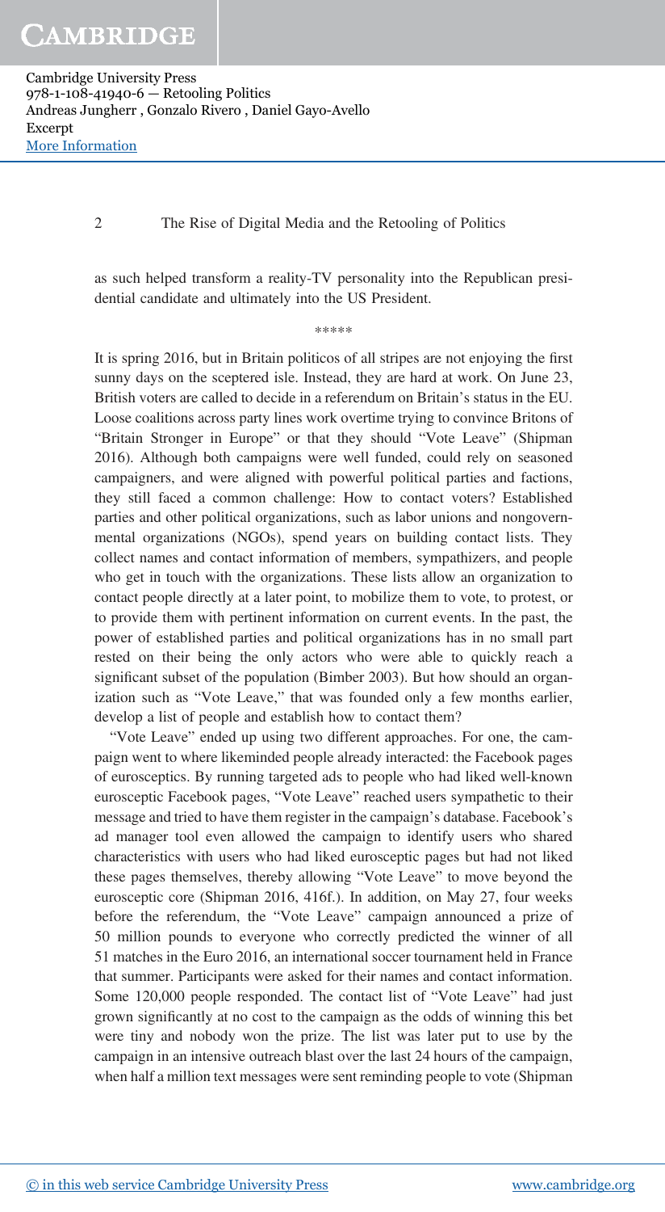as such helped transform a reality-TV personality into the Republican presidential candidate and ultimately into the US President.

*****

It is spring 2016, but in Britain politicos of all stripes are not enjoying the first sunny days on the sceptered isle. Instead, they are hard at work. On June 23, British voters are called to decide in a referendum on Britain's status in the EU. Loose coalitions across party lines work overtime trying to convince Britons of "Britain Stronger in Europe" or that they should "Vote Leave" (Shipman 2016). Although both campaigns were well funded, could rely on seasoned campaigners, and were aligned with powerful political parties and factions, they still faced a common challenge: How to contact voters? Established parties and other political organizations, such as labor unions and nongovernmental organizations (NGOs), spend years on building contact lists. They collect names and contact information of members, sympathizers, and people who get in touch with the organizations. These lists allow an organization to contact people directly at a later point, to mobilize them to vote, to protest, or to provide them with pertinent information on current events. In the past, the power of established parties and political organizations has in no small part rested on their being the only actors who were able to quickly reach a significant subset of the population (Bimber 2003). But how should an organization such as "Vote Leave," that was founded only a few months earlier, develop a list of people and establish how to contact them?

"Vote Leave" ended up using two different approaches. For one, the campaign went to where likeminded people already interacted: the Facebook pages of eurosceptics. By running targeted ads to people who had liked well-known eurosceptic Facebook pages, "Vote Leave" reached users sympathetic to their message and tried to have them register in the campaign's database. Facebook's ad manager tool even allowed the campaign to identify users who shared characteristics with users who had liked eurosceptic pages but had not liked these pages themselves, thereby allowing "Vote Leave" to move beyond the eurosceptic core (Shipman 2016, 416f.). In addition, on May 27, four weeks before the referendum, the "Vote Leave" campaign announced a prize of 50 million pounds to everyone who correctly predicted the winner of all 51 matches in the Euro 2016, an international soccer tournament held in France that summer. Participants were asked for their names and contact information. Some 120,000 people responded. The contact list of "Vote Leave" had just grown significantly at no cost to the campaign as the odds of winning this bet were tiny and nobody won the prize. The list was later put to use by the campaign in an intensive outreach blast over the last 24 hours of the campaign, when half a million text messages were sent reminding people to vote (Shipman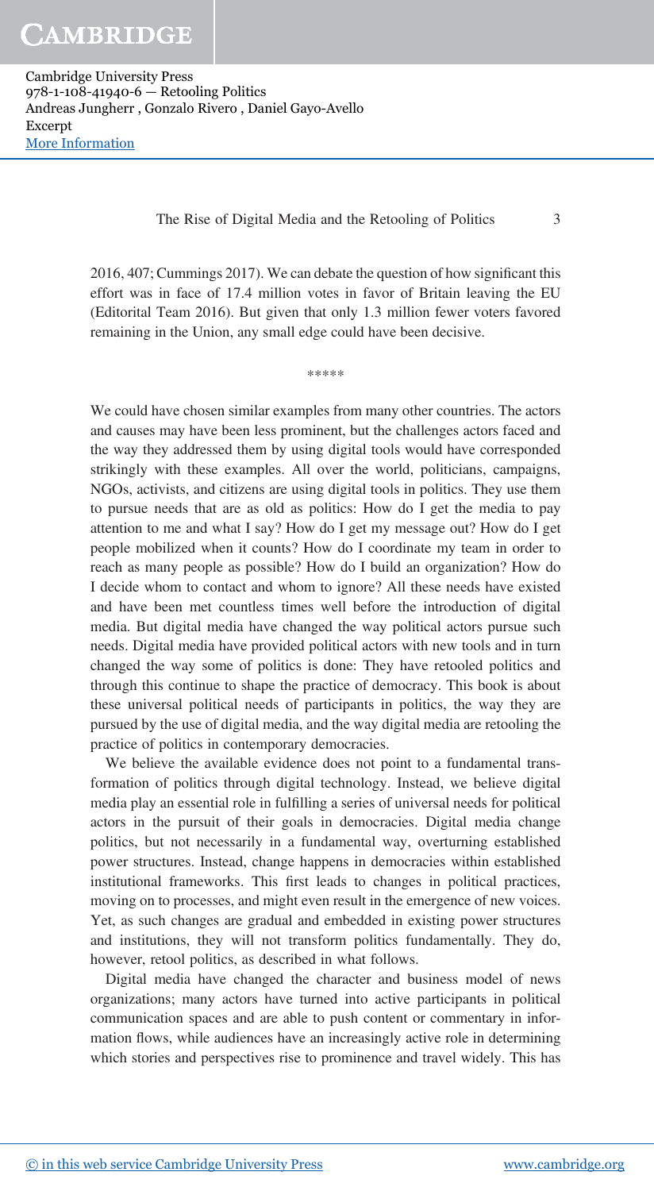2016, 407; Cummings 2017). We can debate the question of how significant this effort was in face of 17.4 million votes in favor of Britain leaving the EU (Editorital Team 2016). But given that only 1.3 million fewer voters favored remaining in the Union, any small edge could have been decisive.

*****

We could have chosen similar examples from many other countries. The actors and causes may have been less prominent, but the challenges actors faced and the way they addressed them by using digital tools would have corresponded strikingly with these examples. All over the world, politicians, campaigns, NGOs, activists, and citizens are using digital tools in politics. They use them to pursue needs that are as old as politics: How do I get the media to pay attention to me and what I say? How do I get my message out? How do I get people mobilized when it counts? How do I coordinate my team in order to reach as many people as possible? How do I build an organization? How do I decide whom to contact and whom to ignore? All these needs have existed and have been met countless times well before the introduction of digital media. But digital media have changed the way political actors pursue such needs. Digital media have provided political actors with new tools and in turn changed the way some of politics is done: They have retooled politics and through this continue to shape the practice of democracy. This book is about these universal political needs of participants in politics, the way they are pursued by the use of digital media, and the way digital media are retooling the practice of politics in contemporary democracies.

We believe the available evidence does not point to a fundamental transformation of politics through digital technology. Instead, we believe digital media play an essential role in fulfilling a series of universal needs for political actors in the pursuit of their goals in democracies. Digital media change politics, but not necessarily in a fundamental way, overturning established power structures. Instead, change happens in democracies within established institutional frameworks. This first leads to changes in political practices, moving on to processes, and might even result in the emergence of new voices. Yet, as such changes are gradual and embedded in existing power structures and institutions, they will not transform politics fundamentally. They do, however, retool politics, as described in what follows.

Digital media have changed the character and business model of news organizations; many actors have turned into active participants in political communication spaces and are able to push content or commentary in information flows, while audiences have an increasingly active role in determining which stories and perspectives rise to prominence and travel widely. This has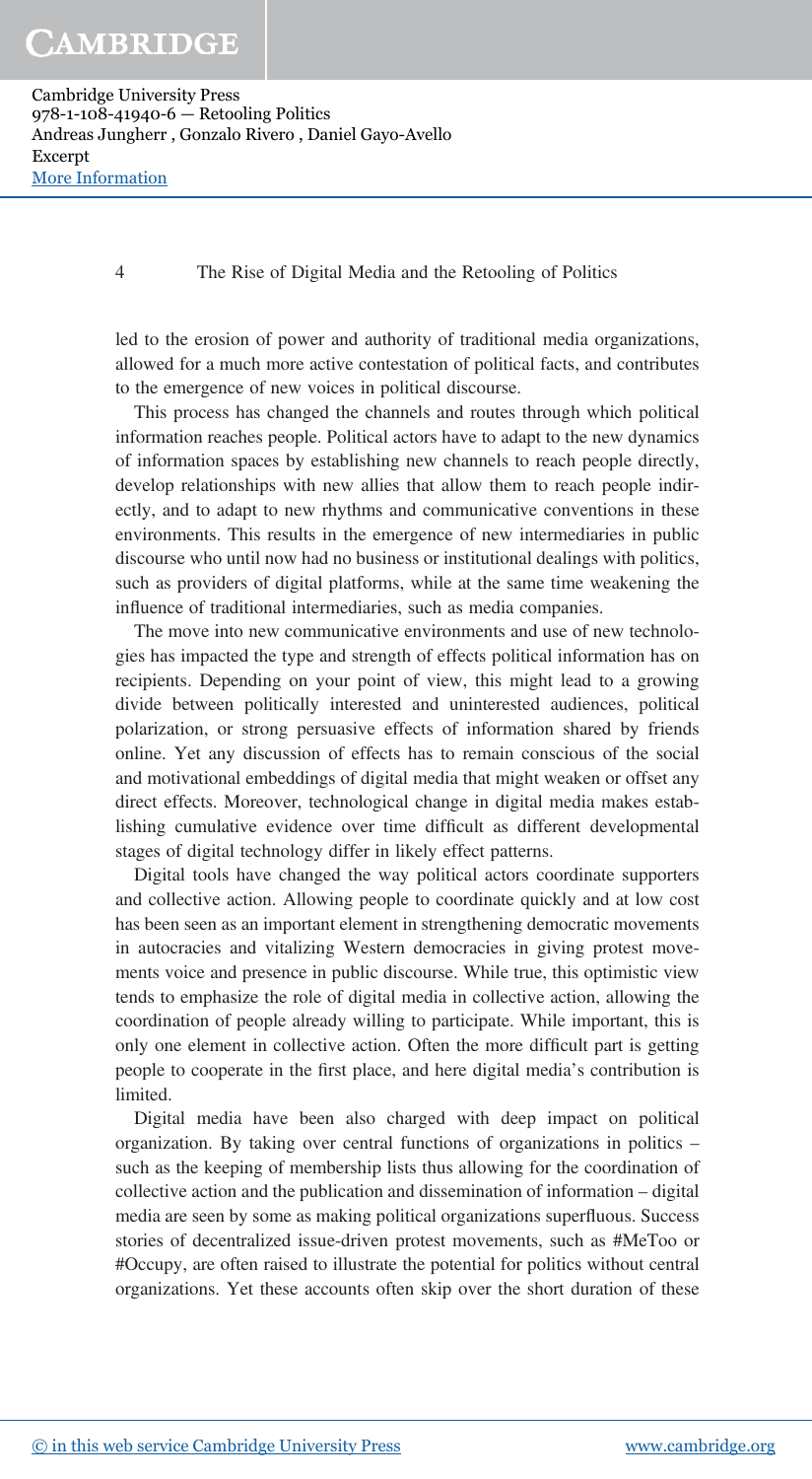led to the erosion of power and authority of traditional media organizations, allowed for a much more active contestation of political facts, and contributes to the emergence of new voices in political discourse.

This process has changed the channels and routes through which political information reaches people. Political actors have to adapt to the new dynamics of information spaces by establishing new channels to reach people directly, develop relationships with new allies that allow them to reach people indirectly, and to adapt to new rhythms and communicative conventions in these environments. This results in the emergence of new intermediaries in public discourse who until now had no business or institutional dealings with politics, such as providers of digital platforms, while at the same time weakening the influence of traditional intermediaries, such as media companies.

The move into new communicative environments and use of new technologies has impacted the type and strength of effects political information has on recipients. Depending on your point of view, this might lead to a growing divide between politically interested and uninterested audiences, political polarization, or strong persuasive effects of information shared by friends online. Yet any discussion of effects has to remain conscious of the social and motivational embeddings of digital media that might weaken or offset any direct effects. Moreover, technological change in digital media makes establishing cumulative evidence over time difficult as different developmental stages of digital technology differ in likely effect patterns.

Digital tools have changed the way political actors coordinate supporters and collective action. Allowing people to coordinate quickly and at low cost has been seen as an important element in strengthening democratic movements in autocracies and vitalizing Western democracies in giving protest movements voice and presence in public discourse. While true, this optimistic view tends to emphasize the role of digital media in collective action, allowing the coordination of people already willing to participate. While important, this is only one element in collective action. Often the more difficult part is getting people to cooperate in the first place, and here digital media's contribution is limited.

Digital media have been also charged with deep impact on political organization. By taking over central functions of organizations in politics – such as the keeping of membership lists thus allowing for the coordination of collective action and the publication and dissemination of information – digital media are seen by some as making political organizations superfluous. Success stories of decentralized issue-driven protest movements, such as #MeToo or #Occupy, are often raised to illustrate the potential for politics without central organizations. Yet these accounts often skip over the short duration of these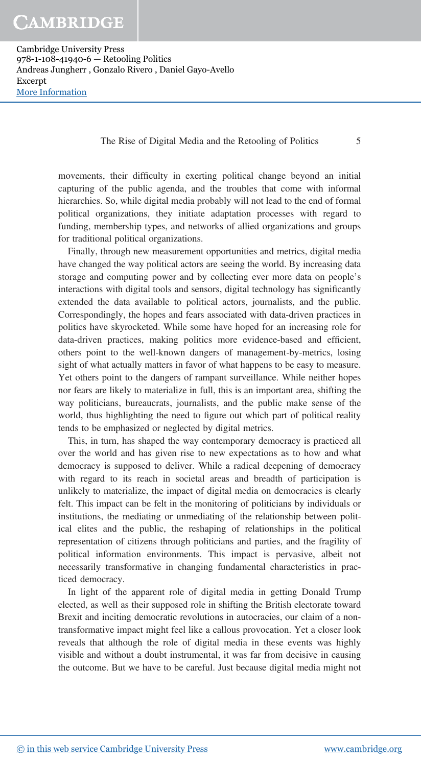movements, their difficulty in exerting political change beyond an initial capturing of the public agenda, and the troubles that come with informal hierarchies. So, while digital media probably will not lead to the end of formal political organizations, they initiate adaptation processes with regard to funding, membership types, and networks of allied organizations and groups for traditional political organizations.

Finally, through new measurement opportunities and metrics, digital media have changed the way political actors are seeing the world. By increasing data storage and computing power and by collecting ever more data on people's interactions with digital tools and sensors, digital technology has significantly extended the data available to political actors, journalists, and the public. Correspondingly, the hopes and fears associated with data-driven practices in politics have skyrocketed. While some have hoped for an increasing role for data-driven practices, making politics more evidence-based and efficient, others point to the well-known dangers of management-by-metrics, losing sight of what actually matters in favor of what happens to be easy to measure. Yet others point to the dangers of rampant surveillance. While neither hopes nor fears are likely to materialize in full, this is an important area, shifting the way politicians, bureaucrats, journalists, and the public make sense of the world, thus highlighting the need to figure out which part of political reality tends to be emphasized or neglected by digital metrics.

This, in turn, has shaped the way contemporary democracy is practiced all over the world and has given rise to new expectations as to how and what democracy is supposed to deliver. While a radical deepening of democracy with regard to its reach in societal areas and breadth of participation is unlikely to materialize, the impact of digital media on democracies is clearly felt. This impact can be felt in the monitoring of politicians by individuals or institutions, the mediating or unmediating of the relationship between political elites and the public, the reshaping of relationships in the political representation of citizens through politicians and parties, and the fragility of political information environments. This impact is pervasive, albeit not necessarily transformative in changing fundamental characteristics in practiced democracy.

In light of the apparent role of digital media in getting Donald Trump elected, as well as their supposed role in shifting the British electorate toward Brexit and inciting democratic revolutions in autocracies, our claim of a nontransformative impact might feel like a callous provocation. Yet a closer look reveals that although the role of digital media in these events was highly visible and without a doubt instrumental, it was far from decisive in causing the outcome. But we have to be careful. Just because digital media might not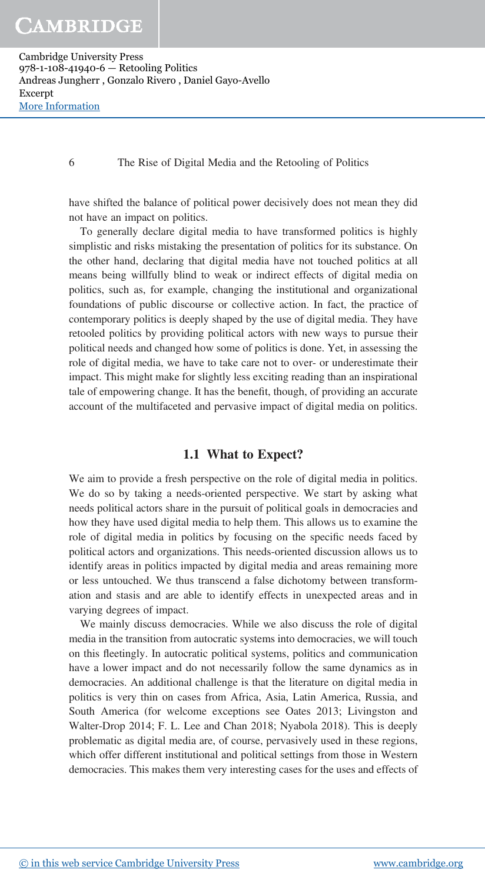have shifted the balance of political power decisively does not mean they did not have an impact on politics.

To generally declare digital media to have transformed politics is highly simplistic and risks mistaking the presentation of politics for its substance. On the other hand, declaring that digital media have not touched politics at all means being willfully blind to weak or indirect effects of digital media on politics, such as, for example, changing the institutional and organizational foundations of public discourse or collective action. In fact, the practice of contemporary politics is deeply shaped by the use of digital media. They have retooled politics by providing political actors with new ways to pursue their political needs and changed how some of politics is done. Yet, in assessing the role of digital media, we have to take care not to over- or underestimate their impact. This might make for slightly less exciting reading than an inspirational tale of empowering change. It has the benefit, though, of providing an accurate account of the multifaceted and pervasive impact of digital media on politics.

## 1.1 What to Expect?

We aim to provide a fresh perspective on the role of digital media in politics. We do so by taking a needs-oriented perspective. We start by asking what needs political actors share in the pursuit of political goals in democracies and how they have used digital media to help them. This allows us to examine the role of digital media in politics by focusing on the specific needs faced by political actors and organizations. This needs-oriented discussion allows us to identify areas in politics impacted by digital media and areas remaining more or less untouched. We thus transcend a false dichotomy between transformation and stasis and are able to identify effects in unexpected areas and in varying degrees of impact.

We mainly discuss democracies. While we also discuss the role of digital media in the transition from autocratic systems into democracies, we will touch on this fleetingly. In autocratic political systems, politics and communication have a lower impact and do not necessarily follow the same dynamics as in democracies. An additional challenge is that the literature on digital media in politics is very thin on cases from Africa, Asia, Latin America, Russia, and South America (for welcome exceptions see Oates 2013; Livingston and Walter-Drop 2014; F. L. Lee and Chan 2018; Nyabola 2018). This is deeply problematic as digital media are, of course, pervasively used in these regions, which offer different institutional and political settings from those in Western democracies. This makes them very interesting cases for the uses and effects of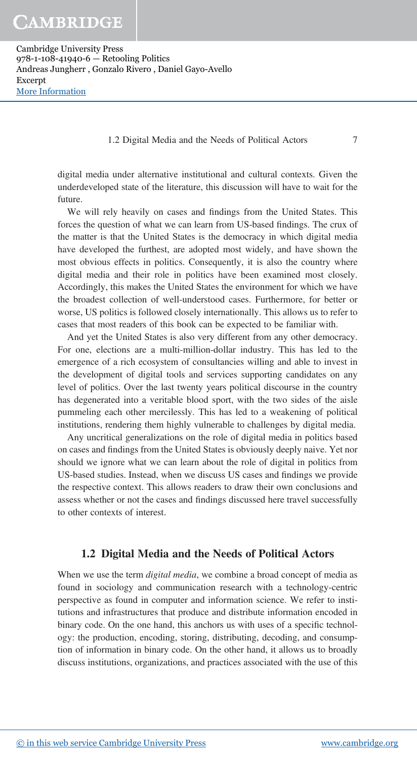digital media under alternative institutional and cultural contexts. Given the underdeveloped state of the literature, this discussion will have to wait for the future.

We will rely heavily on cases and findings from the United States. This forces the question of what we can learn from US-based findings. The crux of the matter is that the United States is the democracy in which digital media have developed the furthest, are adopted most widely, and have shown the most obvious effects in politics. Consequently, it is also the country where digital media and their role in politics have been examined most closely. Accordingly, this makes the United States the environment for which we have the broadest collection of well-understood cases. Furthermore, for better or worse, US politics is followed closely internationally. This allows us to refer to cases that most readers of this book can be expected to be familiar with.

And yet the United States is also very different from any other democracy. For one, elections are a multi-million-dollar industry. This has led to the emergence of a rich ecosystem of consultancies willing and able to invest in the development of digital tools and services supporting candidates on any level of politics. Over the last twenty years political discourse in the country has degenerated into a veritable blood sport, with the two sides of the aisle pummeling each other mercilessly. This has led to a weakening of political institutions, rendering them highly vulnerable to challenges by digital media.

Any uncritical generalizations on the role of digital media in politics based on cases and findings from the United States is obviously deeply naive. Yet nor should we ignore what we can learn about the role of digital in politics from US-based studies. Instead, when we discuss US cases and findings we provide the respective context. This allows readers to draw their own conclusions and assess whether or not the cases and findings discussed here travel successfully to other contexts of interest.

## 1.2 Digital Media and the Needs of Political Actors

When we use the term *digital media*, we combine a broad concept of media as found in sociology and communication research with a technology-centric perspective as found in computer and information science. We refer to institutions and infrastructures that produce and distribute information encoded in binary code. On the one hand, this anchors us with uses of a specific technology: the production, encoding, storing, distributing, decoding, and consumption of information in binary code. On the other hand, it allows us to broadly discuss institutions, organizations, and practices associated with the use of this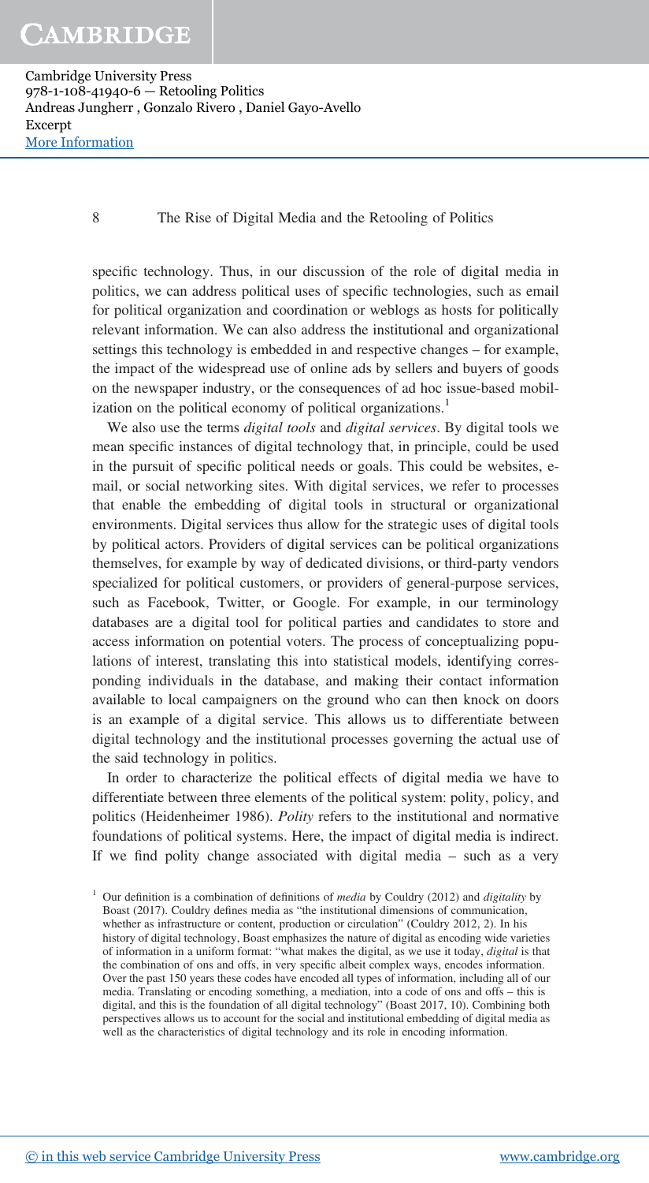specific technology. Thus, in our discussion of the role of digital media in politics, we can address political uses of specific technologies, such as email for political organization and coordination or weblogs as hosts for politically relevant information. We can also address the institutional and organizational settings this technology is embedded in and respective changes – for example, the impact of the widespread use of online ads by sellers and buyers of goods on the newspaper industry, or the consequences of ad hoc issue-based mobilization on the political economy of political organizations.[1]

We also use the terms *digital tools* and *digital services*. By digital tools we mean specific instances of digital technology that, in principle, could be used in the pursuit of specific political needs or goals. This could be websites, e-mail, or social networking sites. With digital services, we refer to processes that enable the embedding of digital tools in structural or organizational environments. Digital services thus allow for the strategic uses of digital tools by political actors. Providers of digital services can be political organizations themselves, for example by way of dedicated divisions, or third-party vendors specialized for political customers, or providers of general-purpose services, such as Facebook, Twitter, or Google. For example, in our terminology databases are a digital tool for political parties and candidates to store and access information on potential voters. The process of conceptualizing populations of interest, translating this into statistical models, identifying corresponding individuals in the database, and making their contact information available to local campaigners on the ground who can then knock on doors is an example of a digital service. This allows us to differentiate between digital technology and the institutional processes governing the actual use of the said technology in politics.

In order to characterize the political effects of digital media we have to differentiate between three elements of the political system: polity, policy, and politics (Heidenheimer 1986). *Polity* refers to the institutional and normative foundations of political systems. Here, the impact of digital media is indirect. If we find polity change associated with digital media – such as a very

[1] Our definition is a combination of definitions of *media* by Couldry (2012) and *digitality* by Boast (2017). Couldry defines media as "the institutional dimensions of communication, whether as infrastructure or content, production or circulation" (Couldry 2012, 2). In his history of digital technology, Boast emphasizes the nature of digital as encoding wide varieties of information in a uniform format: "what makes the digital, as we use it today, *digital* is that the combination of ons and offs, in very specific albeit complex ways, encodes information. Over the past 150 years these codes have encoded all types of information, including all of our media. Translating or encoding something, a mediation, into a code of ons and offs – this is digital, and this is the foundation of all digital technology" (Boast 2017, 10). Combining both perspectives allows us to account for the social and institutional embedding of digital media as well as the characteristics of digital technology and its role in encoding information.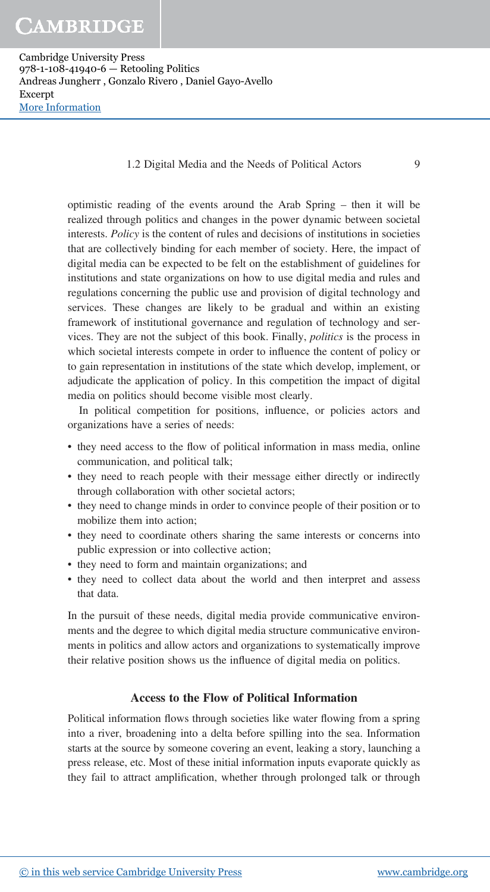optimistic reading of the events around the Arab Spring – then it will be realized through politics and changes in the power dynamic between societal interests. *Policy* is the content of rules and decisions of institutions in societies that are collectively binding for each member of society. Here, the impact of digital media can be expected to be felt on the establishment of guidelines for institutions and state organizations on how to use digital media and rules and regulations concerning the public use and provision of digital technology and services. These changes are likely to be gradual and within an existing framework of institutional governance and regulation of technology and services. They are not the subject of this book. Finally, *politics* is the process in which societal interests compete in order to influence the content of policy or to gain representation in institutions of the state which develop, implement, or adjudicate the application of policy. In this competition the impact of digital media on politics should become visible most clearly.

In political competition for positions, influence, or policies actors and organizations have a series of needs:

- they need access to the flow of political information in mass media, online communication, and political talk;
- they need to reach people with their message either directly or indirectly through collaboration with other societal actors;
- they need to change minds in order to convince people of their position or to mobilize them into action;
- they need to coordinate others sharing the same interests or concerns into public expression or into collective action;
- they need to form and maintain organizations; and
- they need to collect data about the world and then interpret and assess that data.

In the pursuit of these needs, digital media provide communicative environments and the degree to which digital media structure communicative environments in politics and allow actors and organizations to systematically improve their relative position shows us the influence of digital media on politics.

### Access to the Flow of Political Information

Political information flows through societies like water flowing from a spring into a river, broadening into a delta before spilling into the sea. Information starts at the source by someone covering an event, leaking a story, launching a press release, etc. Most of these initial information inputs evaporate quickly as they fail to attract amplification, whether through prolonged talk or through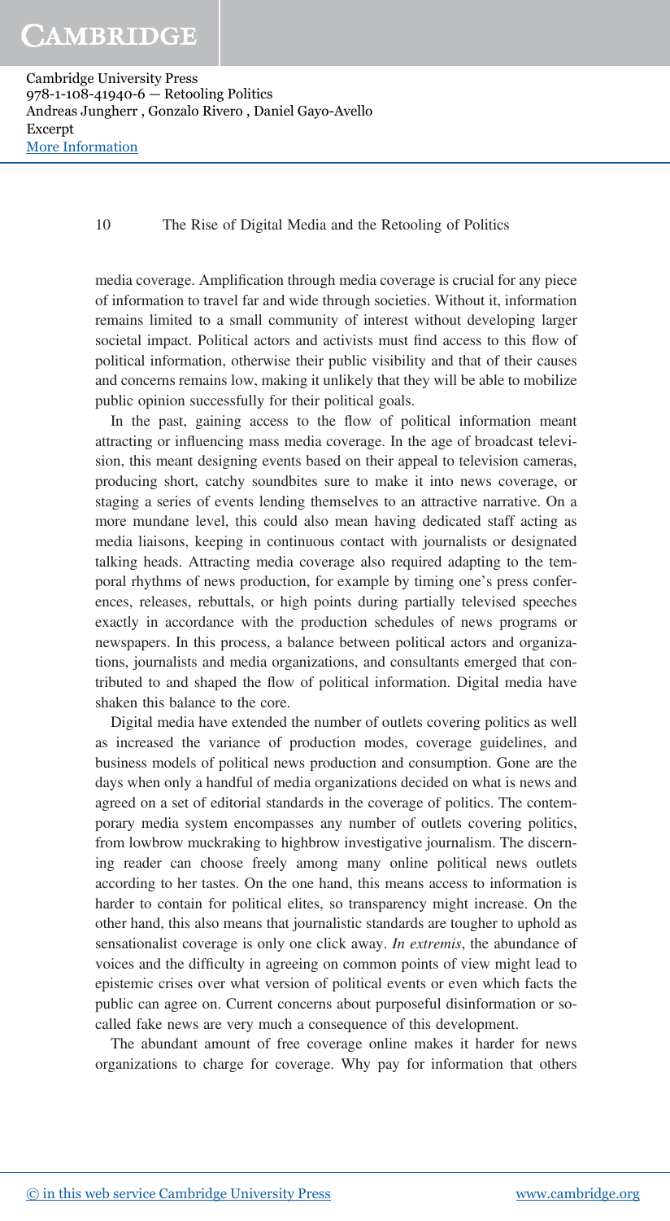media coverage. Amplification through media coverage is crucial for any piece of information to travel far and wide through societies. Without it, information remains limited to a small community of interest without developing larger societal impact. Political actors and activists must find access to this flow of political information, otherwise their public visibility and that of their causes and concerns remains low, making it unlikely that they will be able to mobilize public opinion successfully for their political goals.

In the past, gaining access to the flow of political information meant attracting or influencing mass media coverage. In the age of broadcast television, this meant designing events based on their appeal to television cameras, producing short, catchy soundbites sure to make it into news coverage, or staging a series of events lending themselves to an attractive narrative. On a more mundane level, this could also mean having dedicated staff acting as media liaisons, keeping in continuous contact with journalists or designated talking heads. Attracting media coverage also required adapting to the temporal rhythms of news production, for example by timing one's press conferences, releases, rebuttals, or high points during partially televised speeches exactly in accordance with the production schedules of news programs or newspapers. In this process, a balance between political actors and organizations, journalists and media organizations, and consultants emerged that contributed to and shaped the flow of political information. Digital media have shaken this balance to the core.

Digital media have extended the number of outlets covering politics as well as increased the variance of production modes, coverage guidelines, and business models of political news production and consumption. Gone are the days when only a handful of media organizations decided on what is news and agreed on a set of editorial standards in the coverage of politics. The contemporary media system encompasses any number of outlets covering politics, from lowbrow muckraking to highbrow investigative journalism. The discerning reader can choose freely among many online political news outlets according to her tastes. On the one hand, this means access to information is harder to contain for political elites, so transparency might increase. On the other hand, this also means that journalistic standards are tougher to uphold as sensationalist coverage is only one click away. *In extremis*, the abundance of voices and the difficulty in agreeing on common points of view might lead to epistemic crises over what version of political events or even which facts the public can agree on. Current concerns about purposeful disinformation or so-called fake news are very much a consequence of this development.

The abundant amount of free coverage online makes it harder for news organizations to charge for coverage. Why pay for information that others